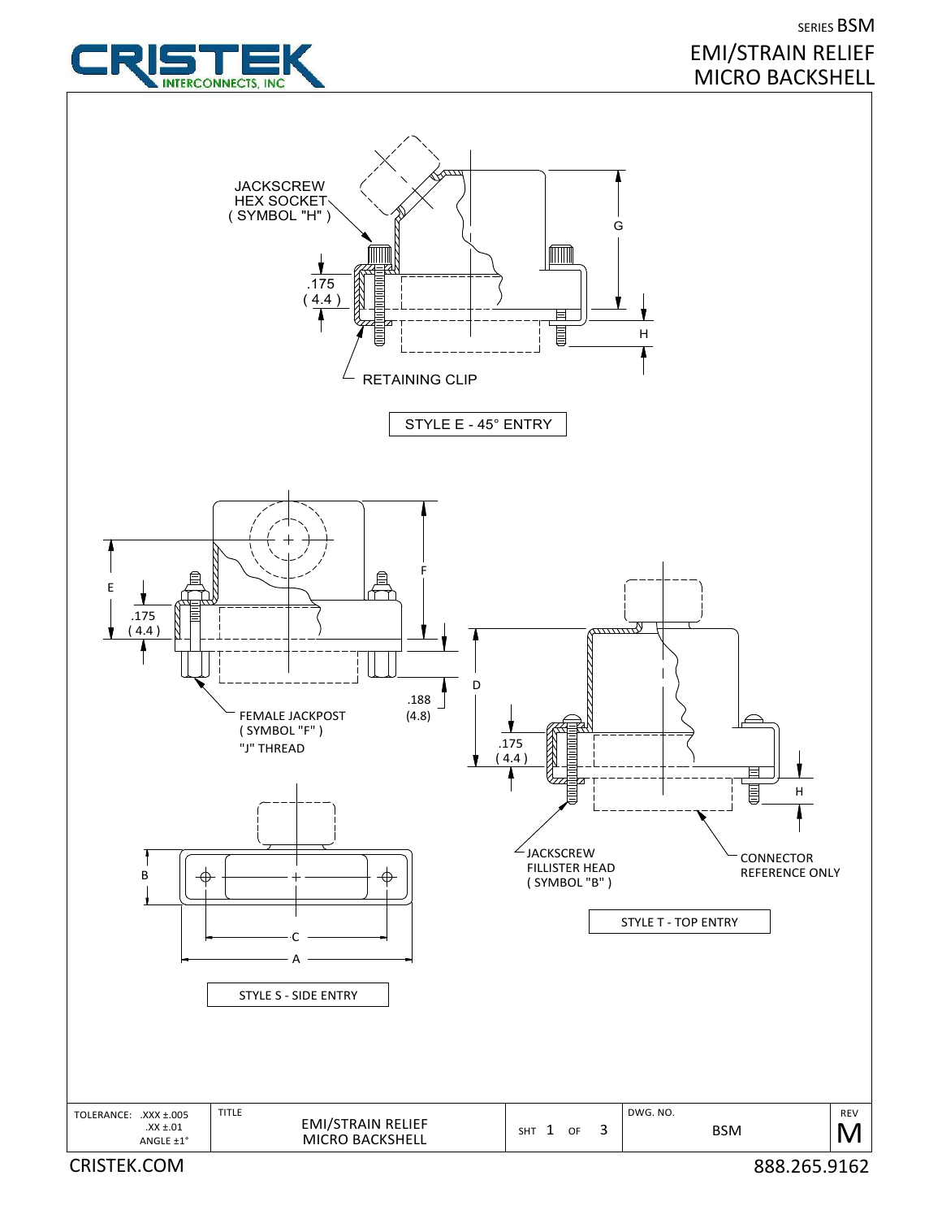SERIES BSM

# EMI/STRAIN RELIEF MICRO BACKSHELL

CRISTEK INTERCONNECTS, INC

JACKSCREW HEX SOCKET ( SYMBOL "H" )

.175 ( 4.4 )

G

H

RETAINING CLIP

STYLE E - 45° ENTRY

E

.175 ( 4.4 )

F

.188 (4.8)

FEMALE JACKPOST ( SYMBOL "F" ) "J" THREAD

D

.175 ( 4.4 )

H

JACKSCREW FILLISTER HEAD ( SYMBOL "B" )

CONNECTOR REFERENCE ONLY

STYLE T - TOP ENTRY

B

C

A

STYLE S - SIDE ENTRY

| TOLERANCE: .XXX ±.005 .XX ±.01 ANGLE ±1° | TITLE EMI/STRAIN RELIEF MICRO BACKSHELL | SHT 1 OF 3 | DWG. NO. BSM | REV M |
| --- | --- | --- | --- | --- |

CRISTEK.COM

888.265.9162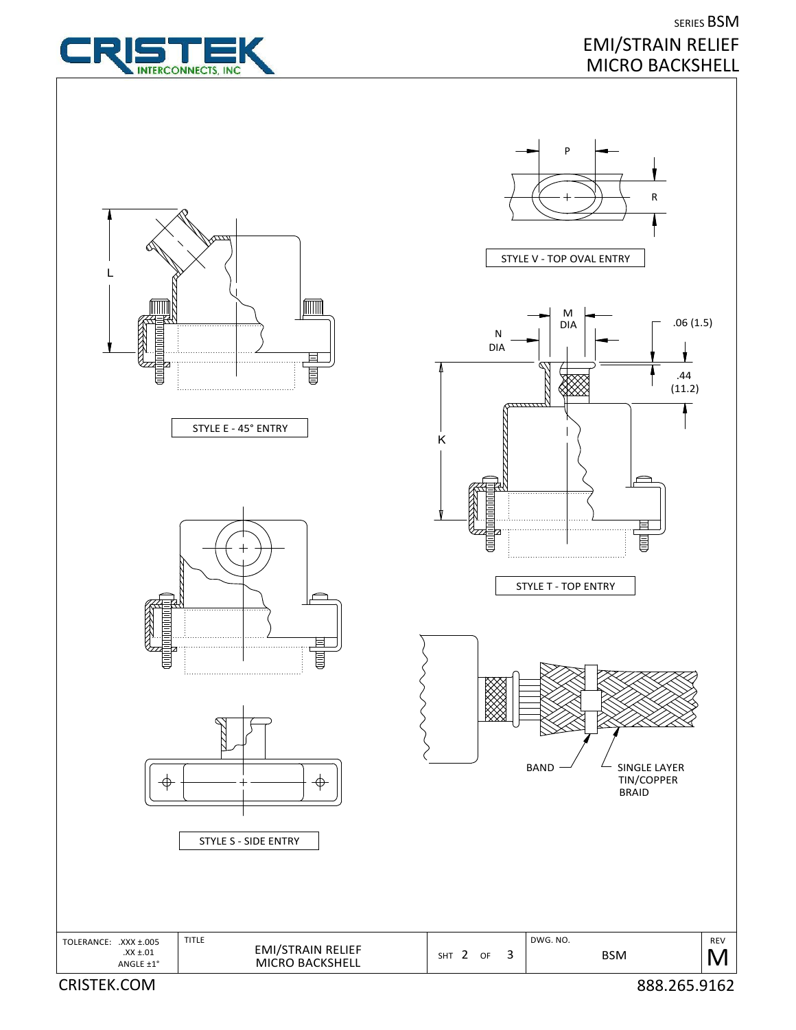SERIES BSM

# EMI/STRAIN RELIEF MICRO BACKSHELL

P

R

STYLE V - TOP OVAL ENTRY

L

STYLE E - 45° ENTRY

M DIA

N DIA

.06 (1.5)

.44 (11.2)

K

STYLE T - TOP ENTRY

BAND

SINGLE LAYER TIN/COPPER BRAID

STYLE S - SIDE ENTRY

| TOLERANCE: .XXX ±.005 .XX ±.01 ANGLE ±1° | TITLE EMI/STRAIN RELIEF MICRO BACKSHELL | SHT 2 OF 3 | DWG. NO. BSM | REV M |
|---|---|---|---|---|

CRISTEK.COM

888.265.9162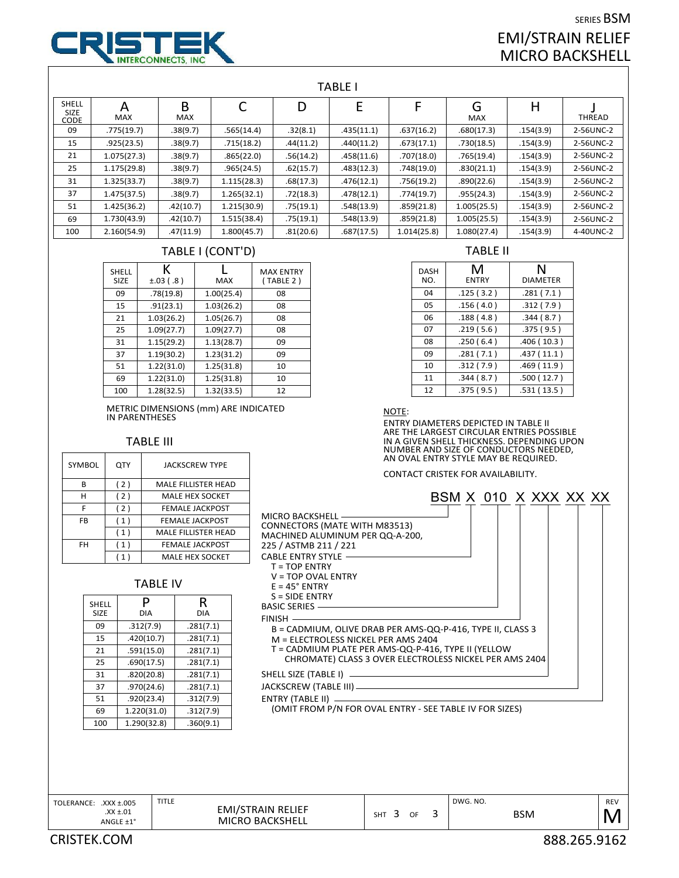SERIES BSM

# EMI/STRAIN RELIEF MICRO BACKSHELL

## TABLE I

| SHELL SIZE CODE | A MAX | B MAX | C | D | E | F | G MAX | H | J THREAD |
|---|---|---|---|---|---|---|---|---|---|
| 09 | .775(19.7) | .38(9.7) | .565(14.4) | .32(8.1) | .435(11.1) | .637(16.2) | .680(17.3) | .154(3.9) | 2-56UNC-2 |
| 15 | .925(23.5) | .38(9.7) | .715(18.2) | .44(11.2) | .440(11.2) | .673(17.1) | .730(18.5) | .154(3.9) | 2-56UNC-2 |
| 21 | 1.075(27.3) | .38(9.7) | .865(22.0) | .56(14.2) | .458(11.6) | .707(18.0) | .765(19.4) | .154(3.9) | 2-56UNC-2 |
| 25 | 1.175(29.8) | .38(9.7) | .965(24.5) | .62(15.7) | .483(12.3) | .748(19.0) | .830(21.1) | .154(3.9) | 2-56UNC-2 |
| 31 | 1.325(33.7) | .38(9.7) | 1.115(28.3) | .68(17.3) | .476(12.1) | .756(19.2) | .890(22.6) | .154(3.9) | 2-56UNC-2 |
| 37 | 1.475(37.5) | .38(9.7) | 1.265(32.1) | .72(18.3) | .478(12.1) | .774(19.7) | .955(24.3) | .154(3.9) | 2-56UNC-2 |
| 51 | 1.425(36.2) | .42(10.7) | 1.215(30.9) | .75(19.1) | .548(13.9) | .859(21.8) | 1.005(25.5) | .154(3.9) | 2-56UNC-2 |
| 69 | 1.730(43.9) | .42(10.7) | 1.515(38.4) | .75(19.1) | .548(13.9) | .859(21.8) | 1.005(25.5) | .154(3.9) | 2-56UNC-2 |
| 100 | 2.160(54.9) | .47(11.9) | 1.800(45.7) | .81(20.6) | .687(17.5) | 1.014(25.8) | 1.080(27.4) | .154(3.9) | 4-40UNC-2 |

## TABLE I (CONT'D)

| SHELL SIZE | K ±.03 (.8) | L MAX | MAX ENTRY (TABLE 2) |
|---|---|---|---|
| 09 | .78(19.8) | 1.00(25.4) | 08 |
| 15 | .91(23.1) | 1.03(26.2) | 08 |
| 21 | 1.03(26.2) | 1.05(26.7) | 08 |
| 25 | 1.09(27.7) | 1.09(27.7) | 08 |
| 31 | 1.15(29.2) | 1.13(28.7) | 09 |
| 37 | 1.19(30.2) | 1.23(31.2) | 09 |
| 51 | 1.22(31.0) | 1.25(31.8) | 10 |
| 69 | 1.22(31.0) | 1.25(31.8) | 10 |
| 100 | 1.28(32.5) | 1.32(33.5) | 12 |

METRIC DIMENSIONS (mm) ARE INDICATED IN PARENTHESES

## TABLE II

| DASH NO. | M ENTRY | N DIAMETER |
|---|---|---|
| 04 | .125 ( 3.2 ) | .281 ( 7.1 ) |
| 05 | .156 ( 4.0 ) | .312 ( 7.9 ) |
| 06 | .188 ( 4.8 ) | .344 ( 8.7 ) |
| 07 | .219 ( 5.6 ) | .375 ( 9.5 ) |
| 08 | .250 ( 6.4 ) | .406 ( 10.3 ) |
| 09 | .281 ( 7.1 ) | .437 ( 11.1 ) |
| 10 | .312 ( 7.9 ) | .469 ( 11.9 ) |
| 11 | .344 ( 8.7 ) | .500 ( 12.7 ) |
| 12 | .375 ( 9.5 ) | .531 ( 13.5 ) |

NOTE:

ENTRY DIAMETERS DEPICTED IN TABLE II ARE THE LARGEST CIRCULAR ENTRIES POSSIBLE IN A GIVEN SHELL THICKNESS. DEPENDING UPON NUMBER AND SIZE OF CONDUCTORS NEEDED, AN OVAL ENTRY STYLE MAY BE REQUIRED.

CONTACT CRISTEK FOR AVAILABILITY.

## TABLE III

| SYMBOL | QTY | JACKSCREW TYPE |
|---|---|---|
| B | ( 2 ) | MALE FILLISTER HEAD |
| H | ( 2 ) | MALE HEX SOCKET |
| F | ( 2 ) | FEMALE JACKPOST |
| FB | ( 1 ) | FEMALE JACKPOST |
| | ( 1 ) | MALE FILLISTER HEAD |
| FH | ( 1 ) | FEMALE JACKPOST |
| | ( 1 ) | MALE HEX SOCKET |

## TABLE IV

| SHELL SIZE | P DIA | R DIA |
|---|---|---|
| 09 | .312(7.9) | .281(7.1) |
| 15 | .420(10.7) | .281(7.1) |
| 21 | .591(15.0) | .281(7.1) |
| 25 | .690(17.5) | .281(7.1) |
| 31 | .820(20.8) | .281(7.1) |
| 37 | .970(24.6) | .281(7.1) |
| 51 | .920(23.4) | .312(7.9) |
| 69 | 1.220(31.0) | .312(7.9) |
| 100 | 1.290(32.8) | .360(9.1) |

## PART NUMBER

BSM X 010 X XXX XX XX

- MICRO BACKSHELL (BSM) — CONNECTORS (MATE WITH M83513) MACHINED ALUMINUM PER QQ-A-200, 225 / ASTMB 211 / 221
- CABLE ENTRY STYLE
  - T = TOP ENTRY
  - V = TOP OVAL ENTRY
  - E = 45° ENTRY
  - S = SIDE ENTRY
- BASIC SERIES
- FINISH
  - B = CADMIUM, OLIVE DRAB PER AMS-QQ-P-416, TYPE II, CLASS 3
  - M = ELECTROLESS NICKEL PER AMS 2404
  - T = CADMIUM PLATE PER AMS-QQ-P-416, TYPE II (YELLOW CHROMATE) CLASS 3 OVER ELECTROLESS NICKEL PER AMS 2404
- SHELL SIZE (TABLE I)
- JACKSCREW (TABLE III)
- ENTRY (TABLE II)
  (OMIT FROM P/N FOR OVAL ENTRY - SEE TABLE IV FOR SIZES)

TOLERANCE: .XXX ±.005, .XX ±.01, ANGLE ±1°

TITLE: EMI/STRAIN RELIEF MICRO BACKSHELL | DWG. NO. BSM | REV M